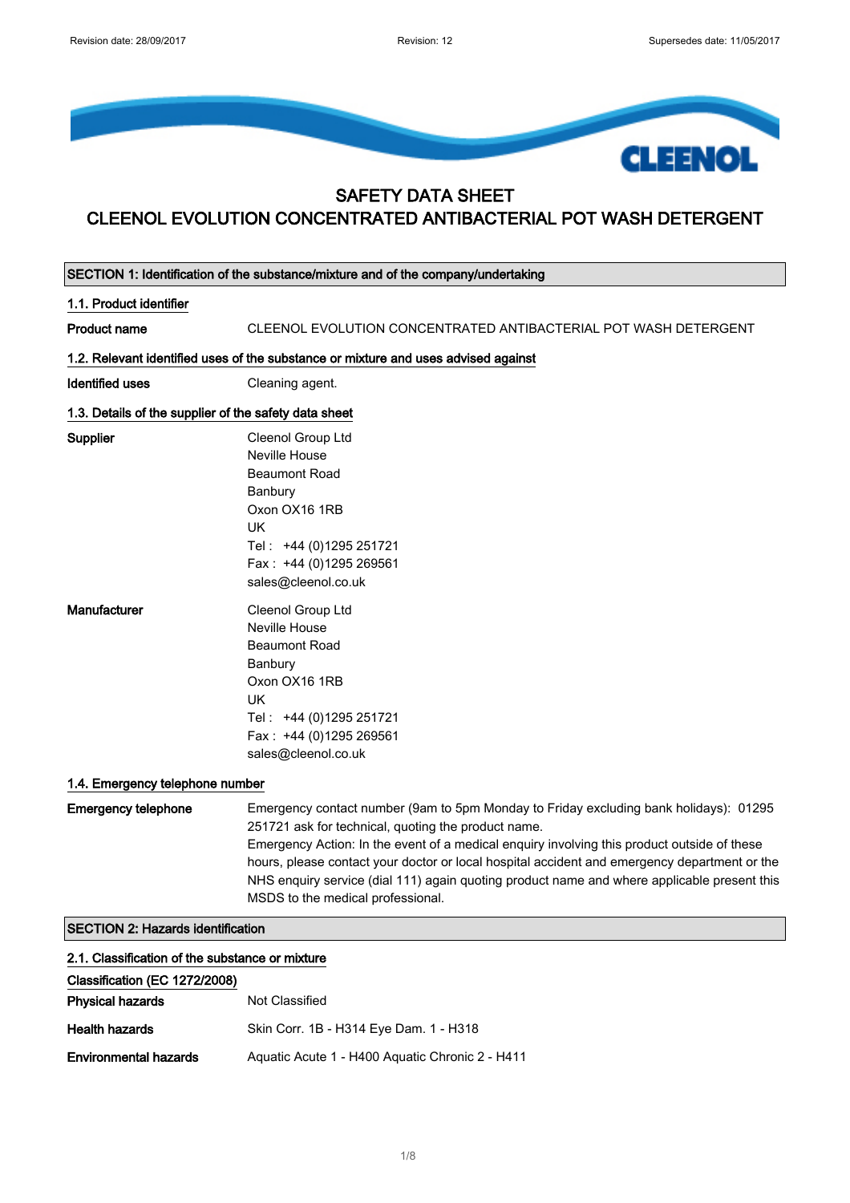# SAFETY DATA SHEET
# CLEENOL EVOLUTION CONCENTRATED ANTIBACTERIAL POT WASH DETERGENT

## SECTION 1: Identification of the substance/mixture and of the company/undertaking

### 1.1. Product identifier

**Product name** CLEENOL EVOLUTION CONCENTRATED ANTIBACTERIAL POT WASH DETERGENT

### 1.2. Relevant identified uses of the substance or mixture and uses advised against

**Identified uses** Cleaning agent.

### 1.3. Details of the supplier of the safety data sheet

**Supplier**
Cleenol Group Ltd
Neville House
Beaumont Road
Banbury
Oxon OX16 1RB
UK
Tel : +44 (0)1295 251721
Fax : +44 (0)1295 269561
sales@cleenol.co.uk

**Manufacturer**
Cleenol Group Ltd
Neville House
Beaumont Road
Banbury
Oxon OX16 1RB
UK
Tel : +44 (0)1295 251721
Fax : +44 (0)1295 269561
sales@cleenol.co.uk

### 1.4. Emergency telephone number

**Emergency telephone** Emergency contact number (9am to 5pm Monday to Friday excluding bank holidays): 01295 251721 ask for technical, quoting the product name.
Emergency Action: In the event of a medical enquiry involving this product outside of these hours, please contact your doctor or local hospital accident and emergency department or the NHS enquiry service (dial 111) again quoting product name and where applicable present this MSDS to the medical professional.

## SECTION 2: Hazards identification

### 2.1. Classification of the substance or mixture

**Classification (EC 1272/2008)**

**Physical hazards** Not Classified

**Health hazards** Skin Corr. 1B - H314 Eye Dam. 1 - H318

**Environmental hazards** Aquatic Acute 1 - H400 Aquatic Chronic 2 - H411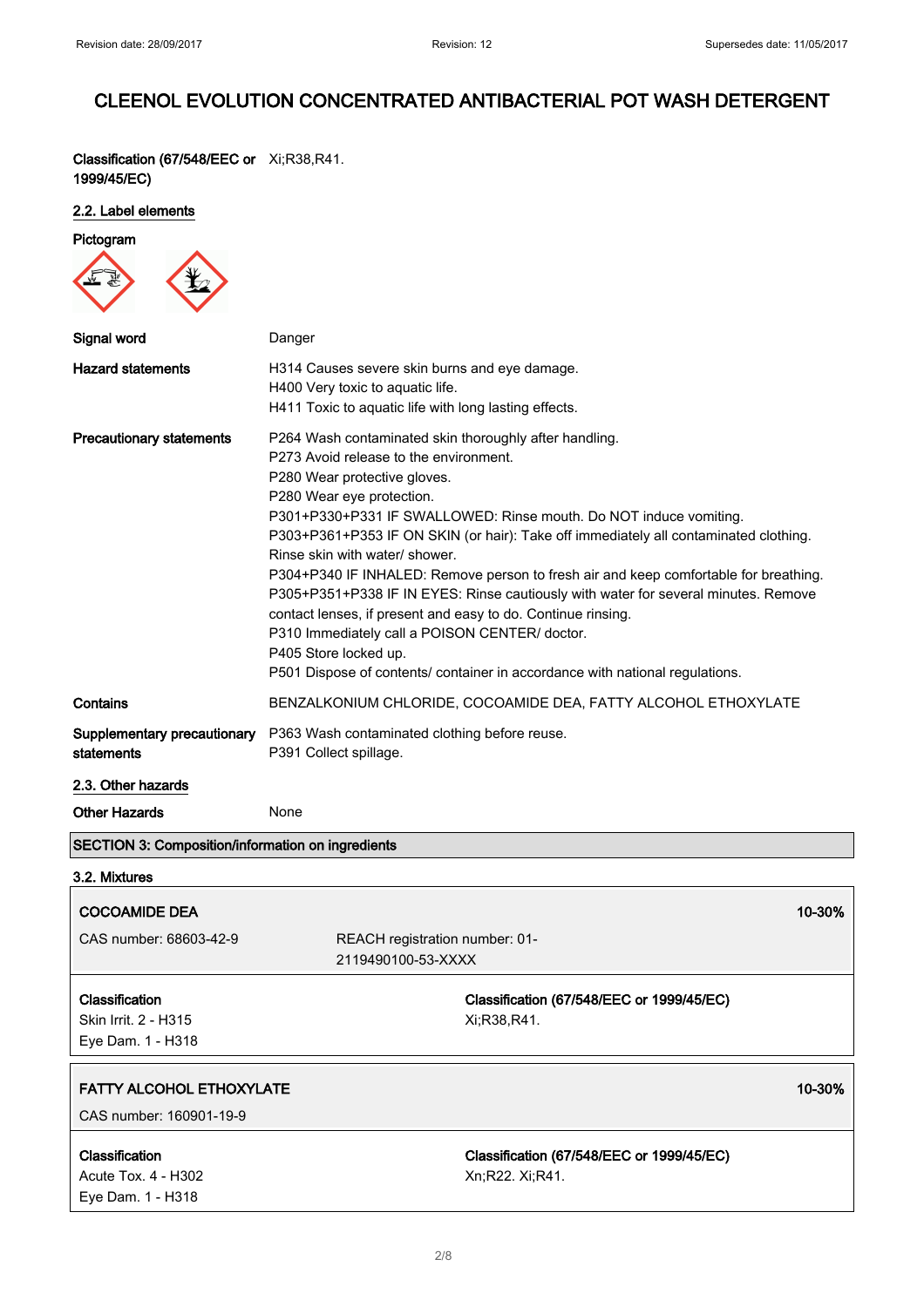# CLEENOL EVOLUTION CONCENTRATED ANTIBACTERIAL POT WASH DETERGENT

**Classification (67/548/EEC or 1999/45/EC)** Xi;R38,R41.

## 2.2. Label elements

**Pictogram**

**Signal word** Danger

**Hazard statements**
H314 Causes severe skin burns and eye damage.
H400 Very toxic to aquatic life.
H411 Toxic to aquatic life with long lasting effects.

**Precautionary statements**
P264 Wash contaminated skin thoroughly after handling.
P273 Avoid release to the environment.
P280 Wear protective gloves.
P280 Wear eye protection.
P301+P330+P331 IF SWALLOWED: Rinse mouth. Do NOT induce vomiting.
P303+P361+P353 IF ON SKIN (or hair): Take off immediately all contaminated clothing. Rinse skin with water/ shower.
P304+P340 IF INHALED: Remove person to fresh air and keep comfortable for breathing.
P305+P351+P338 IF IN EYES: Rinse cautiously with water for several minutes. Remove contact lenses, if present and easy to do. Continue rinsing.
P310 Immediately call a POISON CENTER/ doctor.
P405 Store locked up.
P501 Dispose of contents/ container in accordance with national regulations.

**Contains** BENZALKONIUM CHLORIDE, COCOAMIDE DEA, FATTY ALCOHOL ETHOXYLATE

**Supplementary precautionary statements**
P363 Wash contaminated clothing before reuse.
P391 Collect spillage.

## 2.3. Other hazards

**Other Hazards** None

## SECTION 3: Composition/information on ingredients

### 3.2. Mixtures

**COCOAMIDE DEA** — 10-30%

CAS number: 68603-42-9 — REACH registration number: 01-2119490100-53-XXXX

| Classification | Classification (67/548/EEC or 1999/45/EC) |
|---|---|
| Skin Irrit. 2 - H315<br>Eye Dam. 1 - H318 | Xi;R38,R41. |

**FATTY ALCOHOL ETHOXYLATE** — 10-30%

CAS number: 160901-19-9

| Classification | Classification (67/548/EEC or 1999/45/EC) |
|---|---|
| Acute Tox. 4 - H302<br>Eye Dam. 1 - H318 | Xn;R22. Xi;R41. |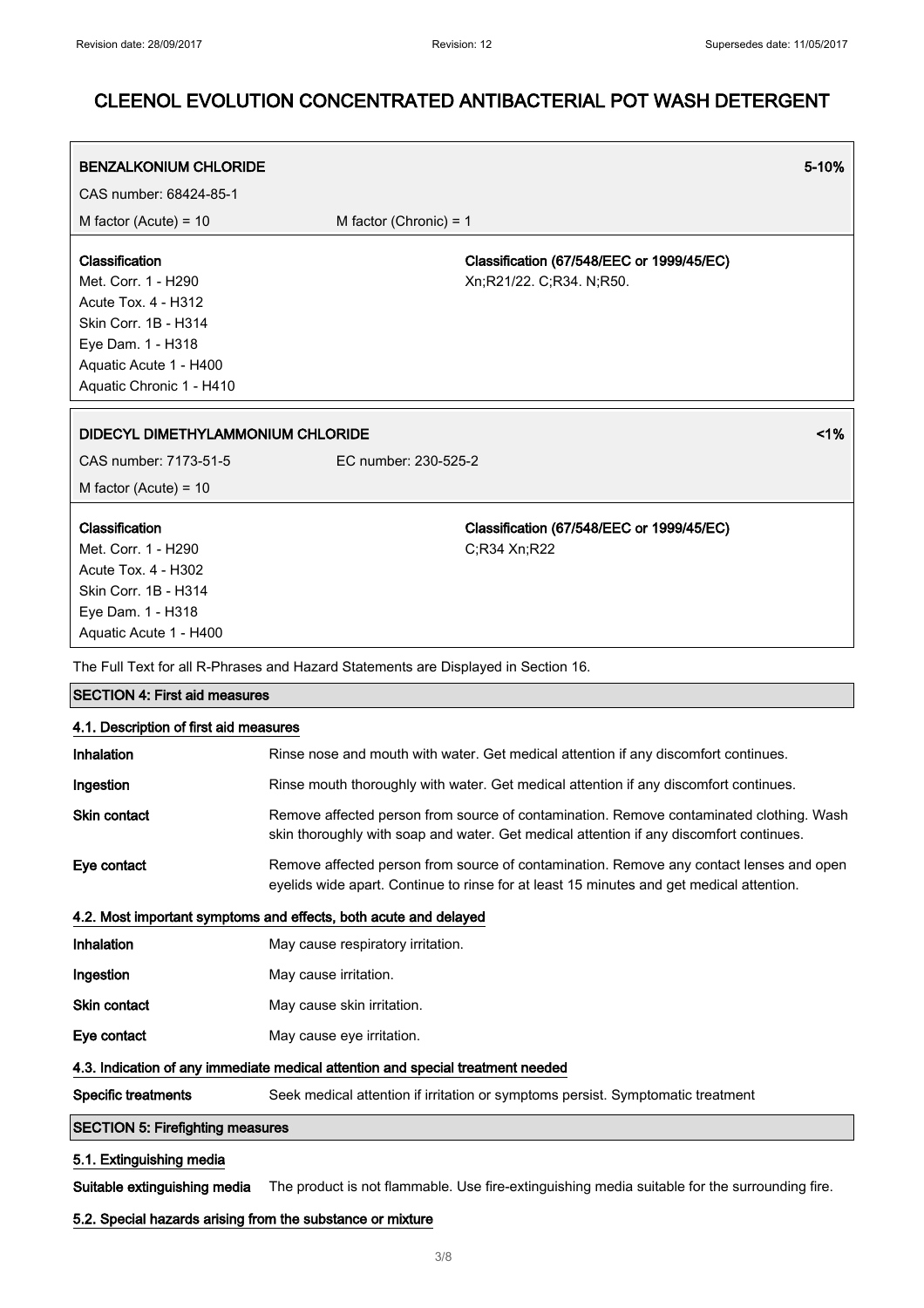**BENZALKONIUM CHLORIDE** 5-10%

CAS number: 68424-85-1

M factor (Acute) = 10 M factor (Chronic) = 1

**Classification**
Met. Corr. 1 - H290
Acute Tox. 4 - H312
Skin Corr. 1B - H314
Eye Dam. 1 - H318
Aquatic Acute 1 - H400
Aquatic Chronic 1 - H410

**Classification (67/548/EEC or 1999/45/EC)**
Xn;R21/22. C;R34. N;R50.

**DIDECYL DIMETHYLAMMONIUM CHLORIDE** <1%

CAS number: 7173-51-5 EC number: 230-525-2

M factor (Acute) = 10

**Classification**
Met. Corr. 1 - H290
Acute Tox. 4 - H302
Skin Corr. 1B - H314
Eye Dam. 1 - H318
Aquatic Acute 1 - H400

**Classification (67/548/EEC or 1999/45/EC)**
C;R34 Xn;R22

The Full Text for all R-Phrases and Hazard Statements are Displayed in Section 16.

## SECTION 4: First aid measures

### 4.1. Description of first aid measures

**Inhalation** Rinse nose and mouth with water. Get medical attention if any discomfort continues.

**Ingestion** Rinse mouth thoroughly with water. Get medical attention if any discomfort continues.

**Skin contact** Remove affected person from source of contamination. Remove contaminated clothing. Wash skin thoroughly with soap and water. Get medical attention if any discomfort continues.

**Eye contact** Remove affected person from source of contamination. Remove any contact lenses and open eyelids wide apart. Continue to rinse for at least 15 minutes and get medical attention.

### 4.2. Most important symptoms and effects, both acute and delayed

**Inhalation** May cause respiratory irritation.

**Ingestion** May cause irritation.

**Skin contact** May cause skin irritation.

**Eye contact** May cause eye irritation.

### 4.3. Indication of any immediate medical attention and special treatment needed

**Specific treatments** Seek medical attention if irritation or symptoms persist. Symptomatic treatment

## SECTION 5: Firefighting measures

### 5.1. Extinguishing media

**Suitable extinguishing media** The product is not flammable. Use fire-extinguishing media suitable for the surrounding fire.

### 5.2. Special hazards arising from the substance or mixture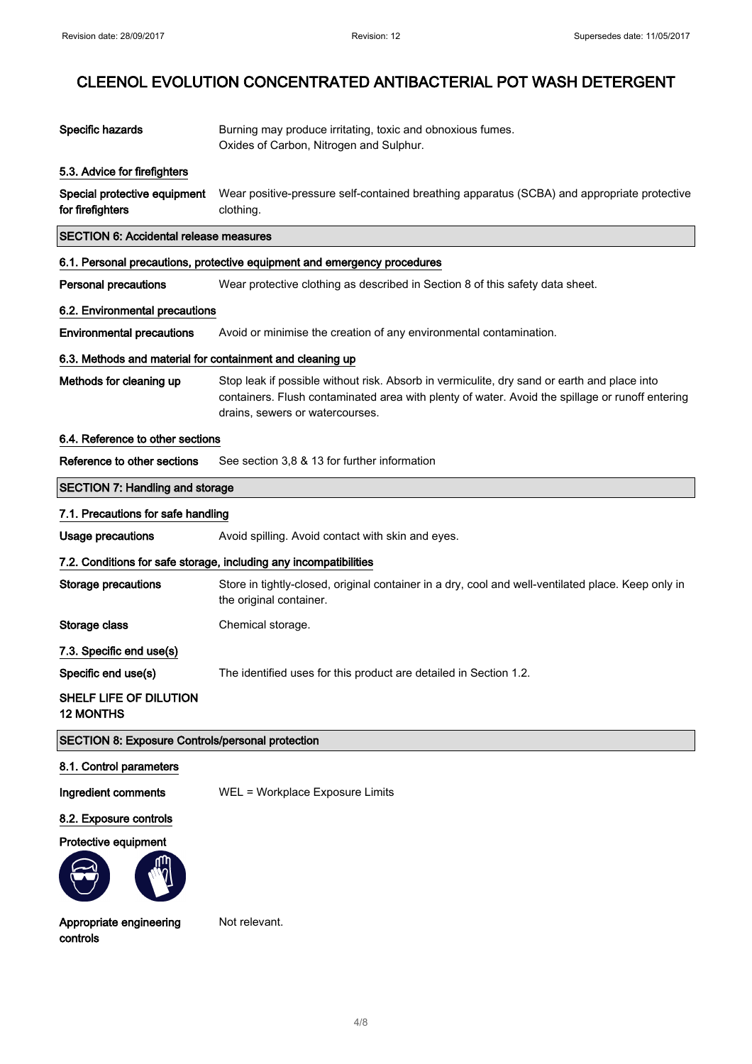| | |
|---|---|
| **Specific hazards** | Burning may produce irritating, toxic and obnoxious fumes. Oxides of Carbon, Nitrogen and Sulphur. |

### 5.3. Advice for firefighters

| | |
|---|---|
| **Special protective equipment for firefighters** | Wear positive-pressure self-contained breathing apparatus (SCBA) and appropriate protective clothing. |

## SECTION 6: Accidental release measures

### 6.1. Personal precautions, protective equipment and emergency procedures

| | |
|---|---|
| **Personal precautions** | Wear protective clothing as described in Section 8 of this safety data sheet. |

### 6.2. Environmental precautions

| | |
|---|---|
| **Environmental precautions** | Avoid or minimise the creation of any environmental contamination. |

### 6.3. Methods and material for containment and cleaning up

| | |
|---|---|
| **Methods for cleaning up** | Stop leak if possible without risk. Absorb in vermiculite, dry sand or earth and place into containers. Flush contaminated area with plenty of water. Avoid the spillage or runoff entering drains, sewers or watercourses. |

### 6.4. Reference to other sections

| | |
|---|---|
| **Reference to other sections** | See section 3,8 & 13 for further information |

## SECTION 7: Handling and storage

### 7.1. Precautions for safe handling

| | |
|---|---|
| **Usage precautions** | Avoid spilling. Avoid contact with skin and eyes. |

### 7.2. Conditions for safe storage, including any incompatibilities

| | |
|---|---|
| **Storage precautions** | Store in tightly-closed, original container in a dry, cool and well-ventilated place. Keep only in the original container. |
| **Storage class** | Chemical storage. |

### 7.3. Specific end use(s)

| | |
|---|---|
| **Specific end use(s)** | The identified uses for this product are detailed in Section 1.2. |

**SHELF LIFE OF DILUTION 12 MONTHS**

## SECTION 8: Exposure Controls/personal protection

### 8.1. Control parameters

| | |
|---|---|
| **Ingredient comments** | WEL = Workplace Exposure Limits |

### 8.2. Exposure controls

**Protective equipment**

| | |
|---|---|
| **Appropriate engineering controls** | Not relevant. |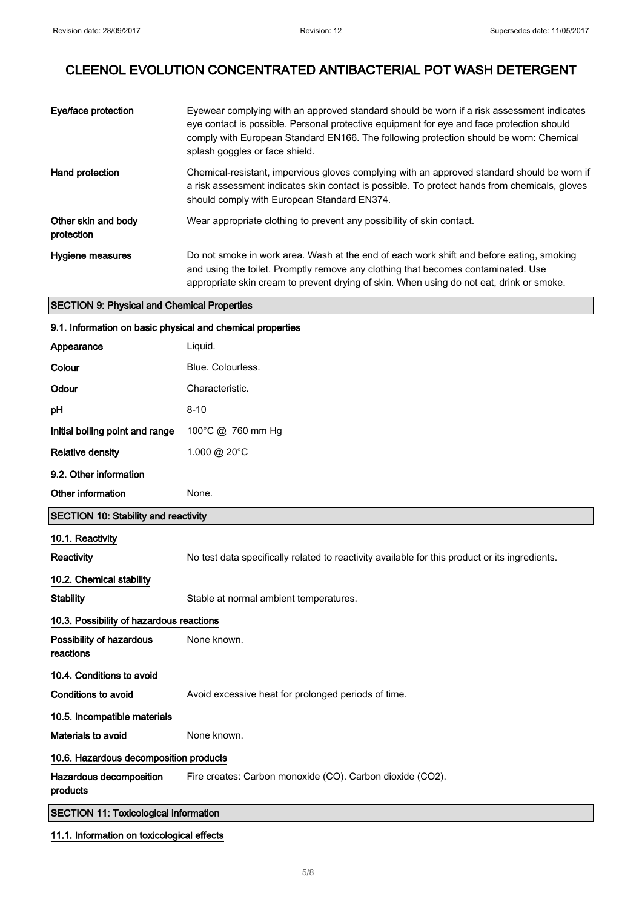| | |
|---|---|
| **Eye/face protection** | Eyewear complying with an approved standard should be worn if a risk assessment indicates eye contact is possible. Personal protective equipment for eye and face protection should comply with European Standard EN166. The following protection should be worn: Chemical splash goggles or face shield. |
| **Hand protection** | Chemical-resistant, impervious gloves complying with an approved standard should be worn if a risk assessment indicates skin contact is possible. To protect hands from chemicals, gloves should comply with European Standard EN374. |
| **Other skin and body protection** | Wear appropriate clothing to prevent any possibility of skin contact. |
| **Hygiene measures** | Do not smoke in work area. Wash at the end of each work shift and before eating, smoking and using the toilet. Promptly remove any clothing that becomes contaminated. Use appropriate skin cream to prevent drying of skin. When using do not eat, drink or smoke. |

## SECTION 9: Physical and Chemical Properties

### 9.1. Information on basic physical and chemical properties

| | |
|---|---|
| **Appearance** | Liquid. |
| **Colour** | Blue. Colourless. |
| **Odour** | Characteristic. |
| **pH** | 8-10 |
| **Initial boiling point and range** | 100°C @ 760 mm Hg |
| **Relative density** | 1.000 @ 20°C |

### 9.2. Other information

| | |
|---|---|
| **Other information** | None. |

## SECTION 10: Stability and reactivity

### 10.1. Reactivity

| | |
|---|---|
| **Reactivity** | No test data specifically related to reactivity available for this product or its ingredients. |

### 10.2. Chemical stability

| | |
|---|---|
| **Stability** | Stable at normal ambient temperatures. |

### 10.3. Possibility of hazardous reactions

| | |
|---|---|
| **Possibility of hazardous reactions** | None known. |

### 10.4. Conditions to avoid

| | |
|---|---|
| **Conditions to avoid** | Avoid excessive heat for prolonged periods of time. |

### 10.5. Incompatible materials

| | |
|---|---|
| **Materials to avoid** | None known. |

### 10.6. Hazardous decomposition products

| | |
|---|---|
| **Hazardous decomposition products** | Fire creates: Carbon monoxide (CO). Carbon dioxide ($CO_2$). |

## SECTION 11: Toxicological information

### 11.1. Information on toxicological effects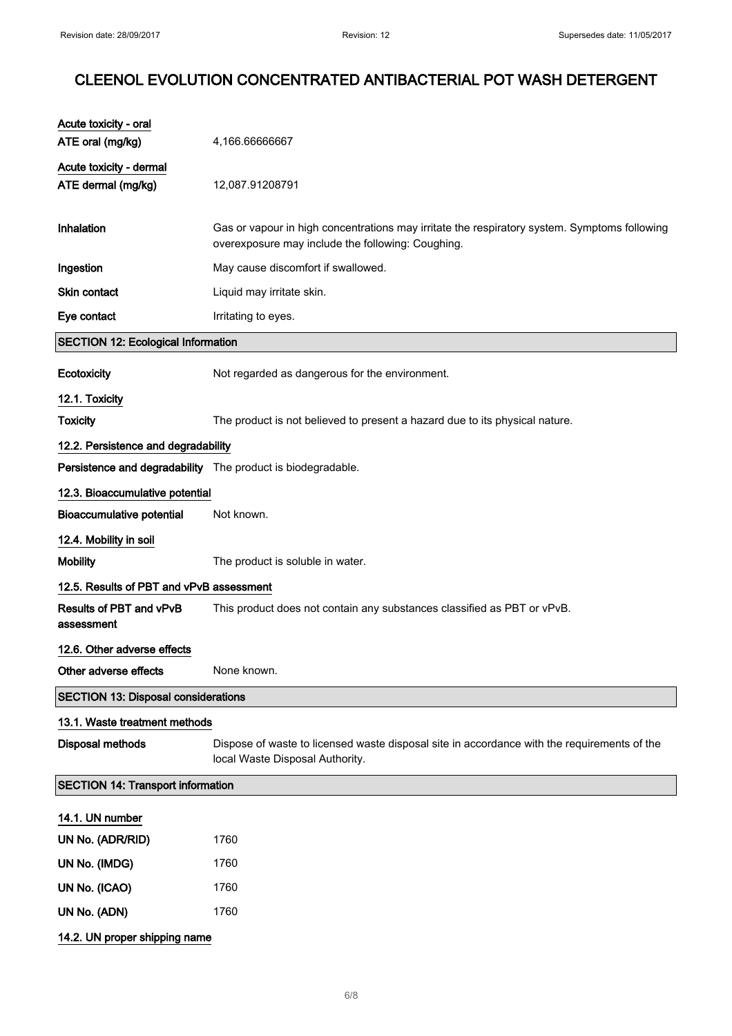**Acute toxicity - oral**

| | |
|---|---|
| ATE oral (mg/kg) | 4,166.66666667 |

**Acute toxicity - dermal**

| | |
|---|---|
| ATE dermal (mg/kg) | 12,087.91208791 |

| | |
|---|---|
| **Inhalation** | Gas or vapour in high concentrations may irritate the respiratory system. Symptoms following overexposure may include the following: Coughing. |
| **Ingestion** | May cause discomfort if swallowed. |
| **Skin contact** | Liquid may irritate skin. |
| **Eye contact** | Irritating to eyes. |

## SECTION 12: Ecological Information

| | |
|---|---|
| **Ecotoxicity** | Not regarded as dangerous for the environment. |

### 12.1. Toxicity

| | |
|---|---|
| **Toxicity** | The product is not believed to present a hazard due to its physical nature. |

### 12.2. Persistence and degradability

| | |
|---|---|
| **Persistence and degradability** | The product is biodegradable. |

### 12.3. Bioaccumulative potential

| | |
|---|---|
| **Bioaccumulative potential** | Not known. |

### 12.4. Mobility in soil

| | |
|---|---|
| **Mobility** | The product is soluble in water. |

### 12.5. Results of PBT and vPvB assessment

| | |
|---|---|
| **Results of PBT and vPvB assessment** | This product does not contain any substances classified as PBT or vPvB. |

### 12.6. Other adverse effects

| | |
|---|---|
| **Other adverse effects** | None known. |

## SECTION 13: Disposal considerations

### 13.1. Waste treatment methods

| | |
|---|---|
| **Disposal methods** | Dispose of waste to licensed waste disposal site in accordance with the requirements of the local Waste Disposal Authority. |

## SECTION 14: Transport information

### 14.1. UN number

| | |
|---|---|
| **UN No. (ADR/RID)** | 1760 |
| **UN No. (IMDG)** | 1760 |
| **UN No. (ICAO)** | 1760 |
| **UN No. (ADN)** | 1760 |

### 14.2. UN proper shipping name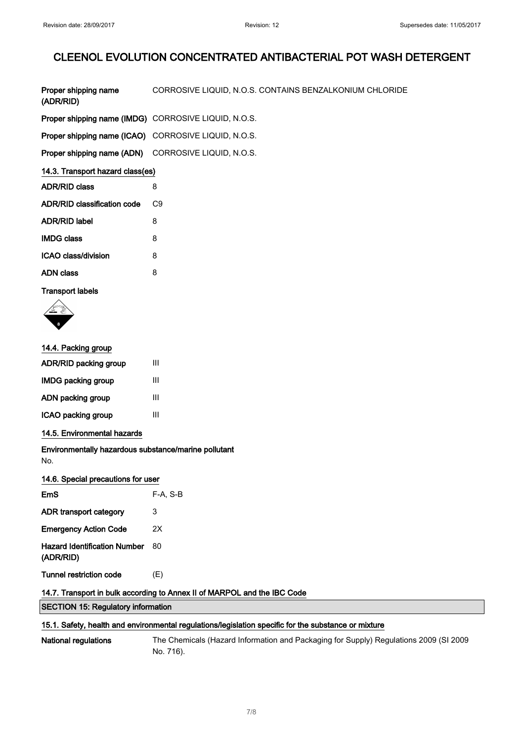| | |
|---|---|
| **Proper shipping name (ADR/RID)** | CORROSIVE LIQUID, N.O.S. CONTAINS BENZALKONIUM CHLORIDE |
| **Proper shipping name (IMDG)** | CORROSIVE LIQUID, N.O.S. |
| **Proper shipping name (ICAO)** | CORROSIVE LIQUID, N.O.S. |
| **Proper shipping name (ADN)** | CORROSIVE LIQUID, N.O.S. |

### 14.3. Transport hazard class(es)

| | |
|---|---|
| **ADR/RID class** | 8 |
| **ADR/RID classification code** | C9 |
| **ADR/RID label** | 8 |
| **IMDG class** | 8 |
| **ICAO class/division** | 8 |
| **ADN class** | 8 |

**Transport labels**

### 14.4. Packing group

| | |
|---|---|
| **ADR/RID packing group** | III |
| **IMDG packing group** | III |
| **ADN packing group** | III |
| **ICAO packing group** | III |

### 14.5. Environmental hazards

**Environmentally hazardous substance/marine pollutant**

No.

### 14.6. Special precautions for user

| | |
|---|---|
| **EmS** | F-A, S-B |
| **ADR transport category** | 3 |
| **Emergency Action Code** | 2X |
| **Hazard Identification Number (ADR/RID)** | 80 |
| **Tunnel restriction code** | (E) |

### 14.7. Transport in bulk according to Annex II of MARPOL and the IBC Code

## SECTION 15: Regulatory information

### 15.1. Safety, health and environmental regulations/legislation specific for the substance or mixture

| | |
|---|---|
| **National regulations** | The Chemicals (Hazard Information and Packaging for Supply) Regulations 2009 (SI 2009 No. 716). |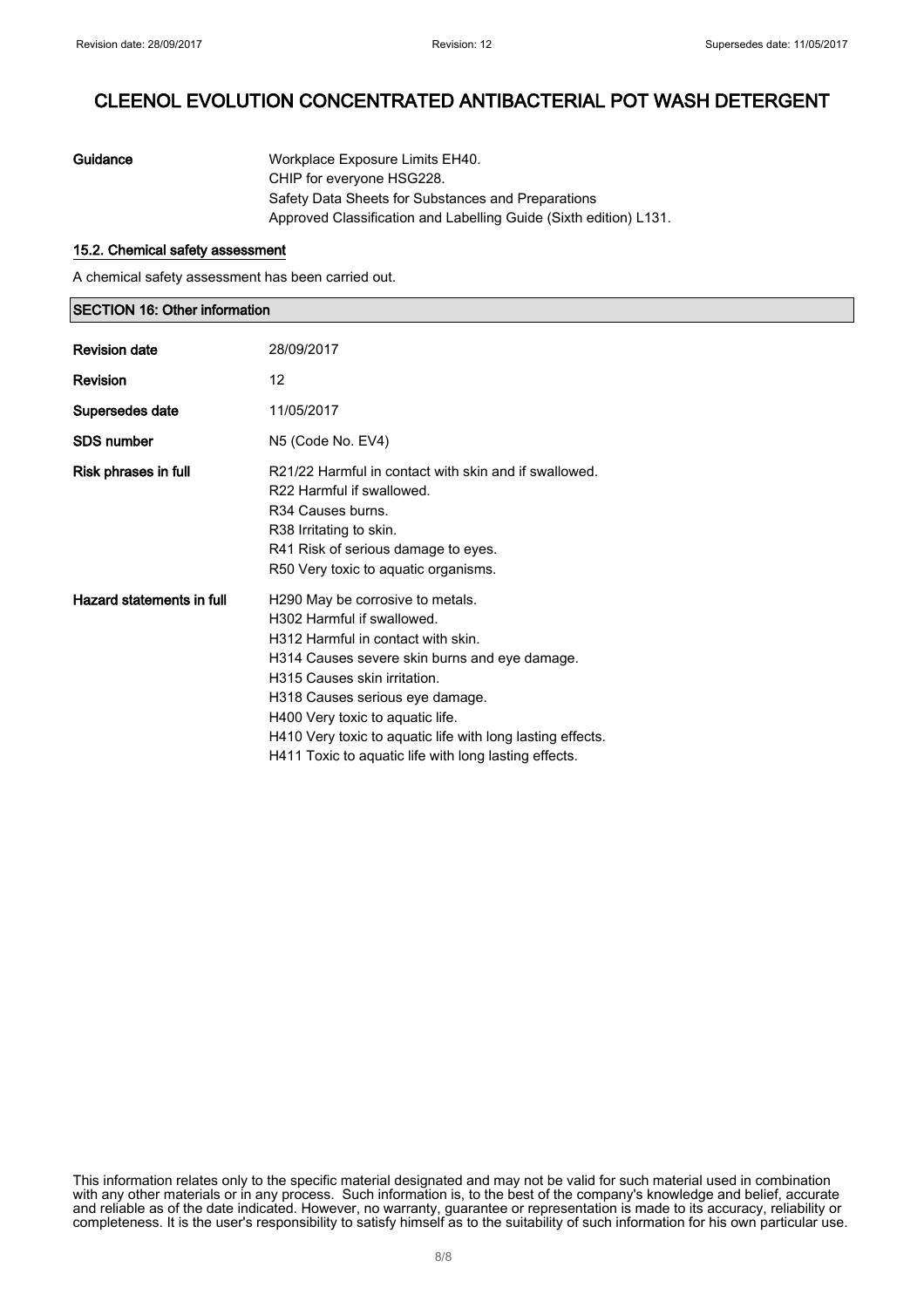# CLEENOL EVOLUTION CONCENTRATED ANTIBACTERIAL POT WASH DETERGENT

| | |
|---|---|
| **Guidance** | Workplace Exposure Limits EH40.<br>CHIP for everyone HSG228.<br>Safety Data Sheets for Substances and Preparations<br>Approved Classification and Labelling Guide (Sixth edition) L131. |

### 15.2. Chemical safety assessment

A chemical safety assessment has been carried out.

## SECTION 16: Other information

| | |
|---|---|
| **Revision date** | 28/09/2017 |
| **Revision** | 12 |
| **Supersedes date** | 11/05/2017 |
| **SDS number** | N5 (Code No. EV4) |
| **Risk phrases in full** | R21/22 Harmful in contact with skin and if swallowed.<br>R22 Harmful if swallowed.<br>R34 Causes burns.<br>R38 Irritating to skin.<br>R41 Risk of serious damage to eyes.<br>R50 Very toxic to aquatic organisms. |
| **Hazard statements in full** | H290 May be corrosive to metals.<br>H302 Harmful if swallowed.<br>H312 Harmful in contact with skin.<br>H314 Causes severe skin burns and eye damage.<br>H315 Causes skin irritation.<br>H318 Causes serious eye damage.<br>H400 Very toxic to aquatic life.<br>H410 Very toxic to aquatic life with long lasting effects.<br>H411 Toxic to aquatic life with long lasting effects. |

This information relates only to the specific material designated and may not be valid for such material used in combination with any other materials or in any process. Such information is, to the best of the company's knowledge and belief, accurate and reliable as of the date indicated. However, no warranty, guarantee or representation is made to its accuracy, reliability or completeness. It is the user's responsibility to satisfy himself as to the suitability of such information for his own particular use.